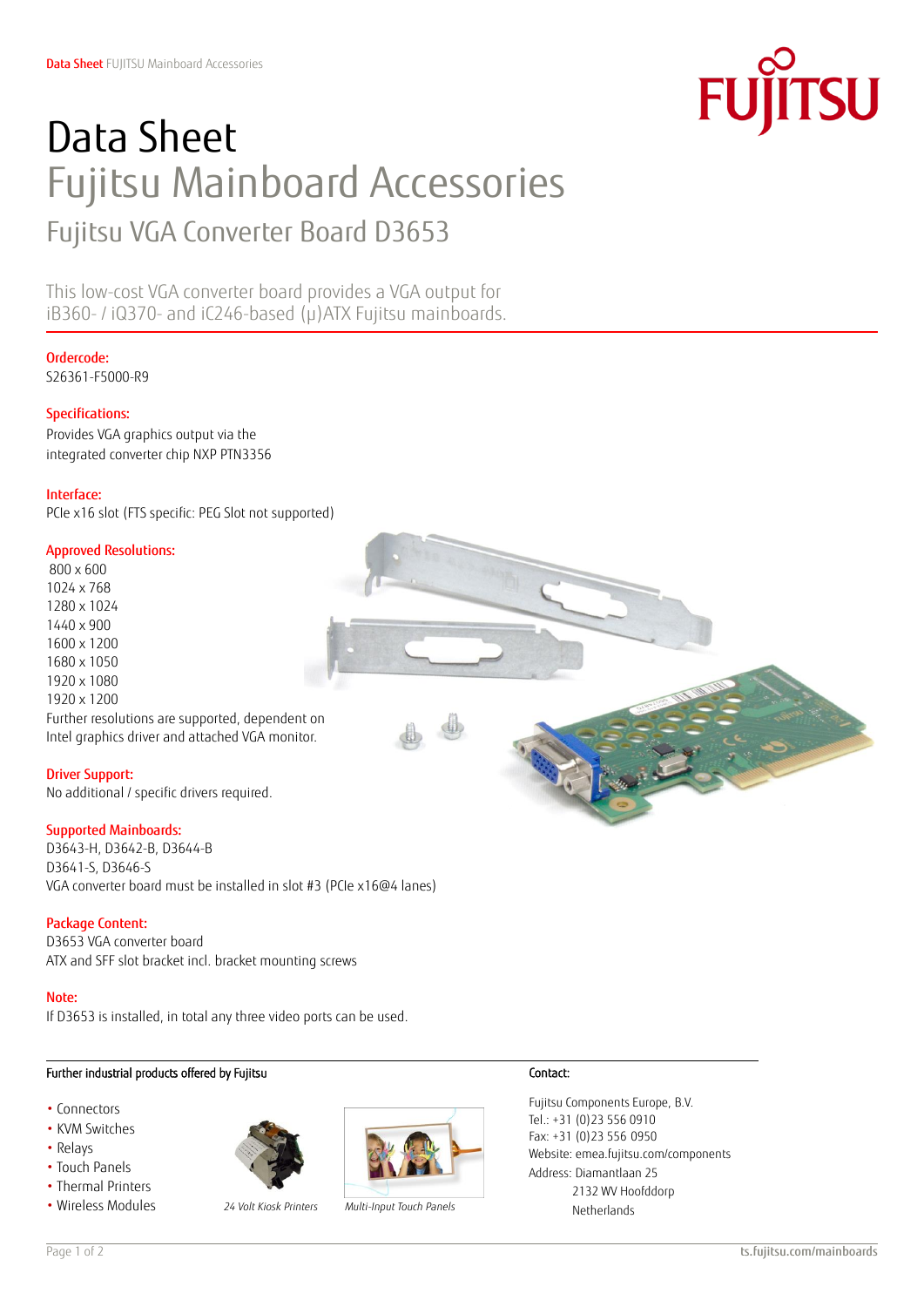# Data Sheet

## Fujitsu Mainboard Accessories

### Fujitsu VGA Converter Board D3653

This low-cost VGA converter board provides a VGA output for iB360- / iQ370- and iC246-based (µ)ATX Fujitsu mainboards.

**Ordercode:**
S26361-F5000-R9

**Specifications:**
Provides VGA graphics output via the integrated converter chip NXP PTN3356

**Interface:**
PCIe x16 slot (FTS specific: PEG Slot not supported)

**Approved Resolutions:**
800 x 600
1024 x 768
1280 x 1024
1440 x 900
1600 x 1200
1680 x 1050
1920 x 1080
1920 x 1200
Further resolutions are supported, dependent on Intel graphics driver and attached VGA monitor.

**Driver Support:**
No additional / specific drivers required.

**Supported Mainboards:**
D3643-H, D3642-B, D3644-B
D3641-S, D3646-S
VGA converter board must be installed in slot #3 (PCIe x16@4 lanes)

**Package Content:**
D3653 VGA converter board
ATX and SFF slot bracket incl. bracket mounting screws

**Note:**
If D3653 is installed, in total any three video ports can be used.

**Further industrial products offered by Fujitsu**

- Connectors
- KVM Switches
- Relays
- Touch Panels
- Thermal Printers
- Wireless Modules

*24 Volt Kiosk Printers*

*Multi-Input Touch Panels*

**Contact:**

Fujitsu Components Europe, B.V.
Tel.: +31 (0)23 556 0910
Fax: +31 (0)23 556 0950
Website: emea.fujitsu.com/components
Address: Diamantlaan 25
2132 WV Hoofddorp
Netherlands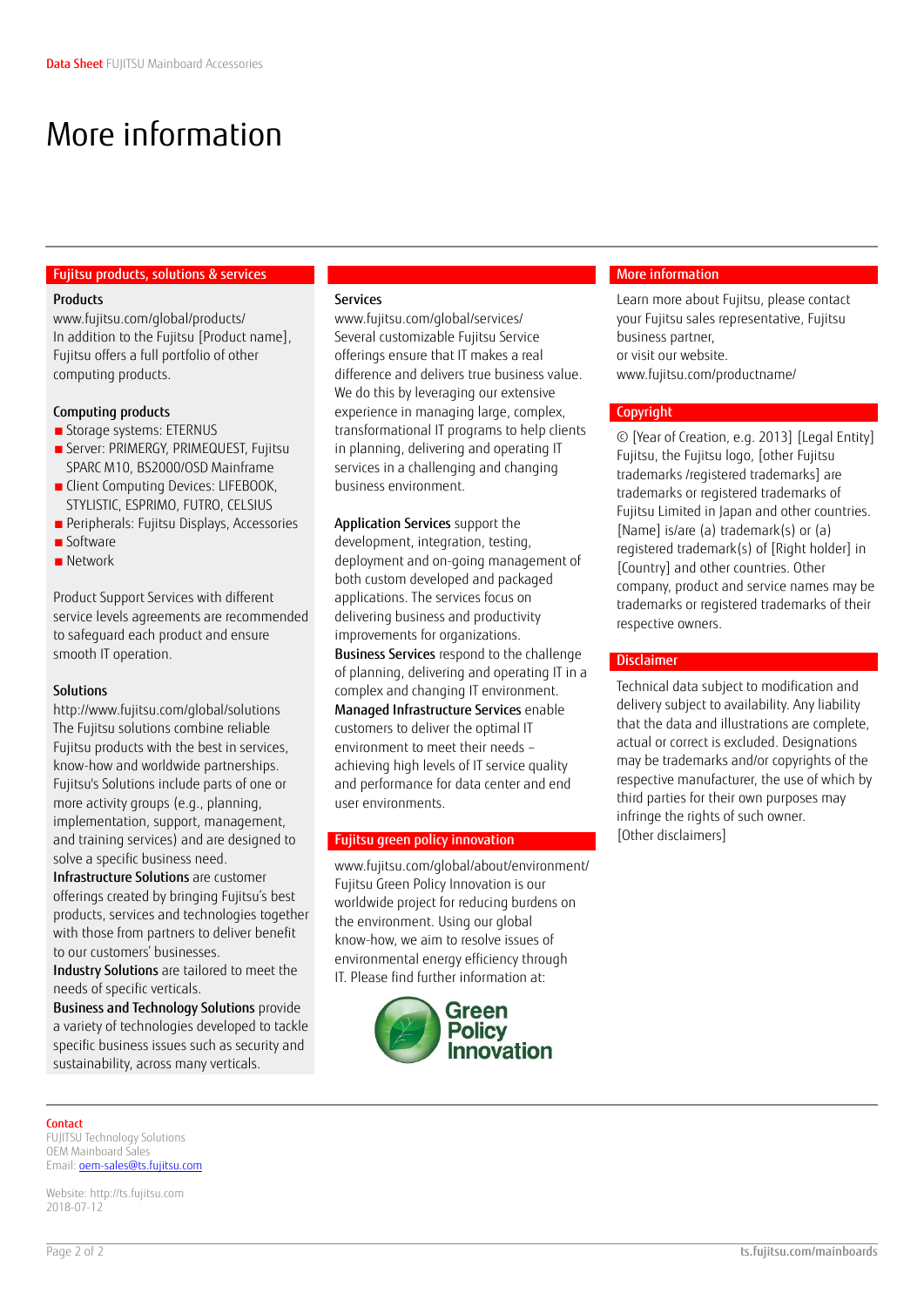# More information

## Fujitsu products, solutions & services

### Products

www.fujitsu.com/global/products/
In addition to the Fujitsu [Product name], Fujitsu offers a full portfolio of other computing products.

### Computing products

- Storage systems: ETERNUS
- Server: PRIMERGY, PRIMEQUEST, Fujitsu SPARC M10, BS2000/OSD Mainframe
- Client Computing Devices: LIFEBOOK, STYLISTIC, ESPRIMO, FUTRO, CELSIUS
- Peripherals: Fujitsu Displays, Accessories
- Software
- Network

Product Support Services with different service levels agreements are recommended to safeguard each product and ensure smooth IT operation.

### Solutions

http://www.fujitsu.com/global/solutions
The Fujitsu solutions combine reliable Fujitsu products with the best in services, know-how and worldwide partnerships.
Fujitsu's Solutions include parts of one or more activity groups (e.g., planning, implementation, support, management, and training services) and are designed to solve a specific business need.
**Infrastructure Solutions** are customer offerings created by bringing Fujitsu's best products, services and technologies together with those from partners to deliver benefit to our customers' businesses.
**Industry Solutions** are tailored to meet the needs of specific verticals.
**Business and Technology Solutions** provide a variety of technologies developed to tackle specific business issues such as security and sustainability, across many verticals.

### Services

www.fujitsu.com/global/services/
Several customizable Fujitsu Service offerings ensure that IT makes a real difference and delivers true business value. We do this by leveraging our extensive experience in managing large, complex, transformational IT programs to help clients in planning, delivering and operating IT services in a challenging and changing business environment.

**Application Services** support the development, integration, testing, deployment and on-going management of both custom developed and packaged applications. The services focus on delivering business and productivity improvements for organizations.
**Business Services** respond to the challenge of planning, delivering and operating IT in a complex and changing IT environment.
**Managed Infrastructure Services** enable customers to deliver the optimal IT environment to meet their needs – achieving high levels of IT service quality and performance for data center and end user environments.

## Fujitsu green policy innovation

www.fujitsu.com/global/about/environment/
Fujitsu Green Policy Innovation is our worldwide project for reducing burdens on the environment. Using our global know-how, we aim to resolve issues of environmental energy efficiency through IT. Please find further information at:

Green Policy Innovation

## More information

Learn more about Fujitsu, please contact your Fujitsu sales representative, Fujitsu business partner,
or visit our website.
www.fujitsu.com/productname/

## Copyright

© [Year of Creation, e.g. 2013] [Legal Entity] Fujitsu, the Fujitsu logo, [other Fujitsu trademarks /registered trademarks] are trademarks or registered trademarks of Fujitsu Limited in Japan and other countries. [Name] is/are (a) trademark(s) or (a) registered trademark(s) of [Right holder] in [Country] and other countries. Other company, product and service names may be trademarks or registered trademarks of their respective owners.

## Disclaimer

Technical data subject to modification and delivery subject to availability. Any liability that the data and illustrations are complete, actual or correct is excluded. Designations may be trademarks and/or copyrights of the respective manufacturer, the use of which by third parties for their own purposes may infringe the rights of such owner.
[Other disclaimers]

**Contact**
FUJITSU Technology Solutions
OEM Mainboard Sales
Email: oem-sales@ts.fujitsu.com

Website: http://ts.fujitsu.com
2018-07-12